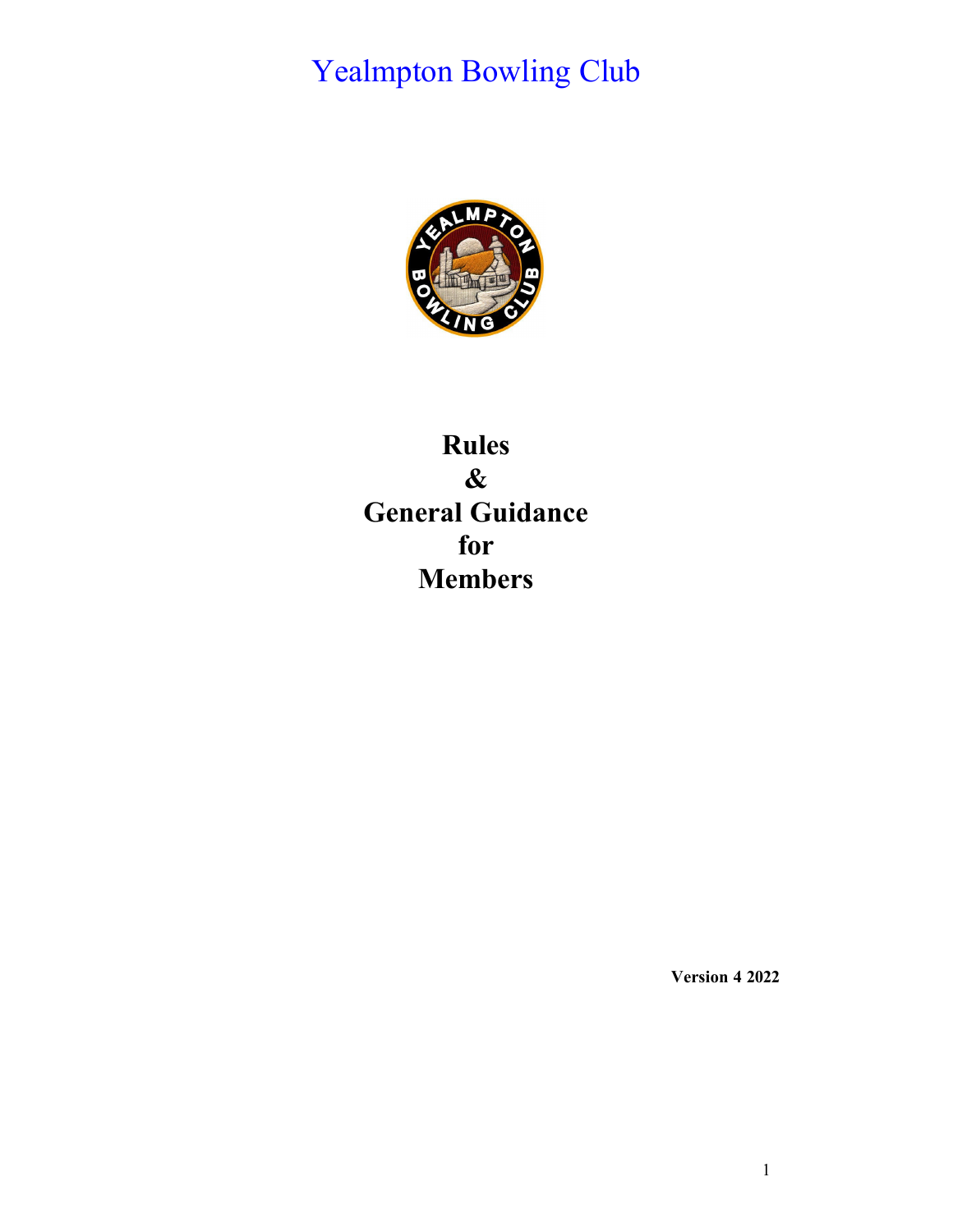# Yealmpton Bowling Club

**Rules**
**&**
**General Guidance**
**for**
**Members**

**Version 4 2022**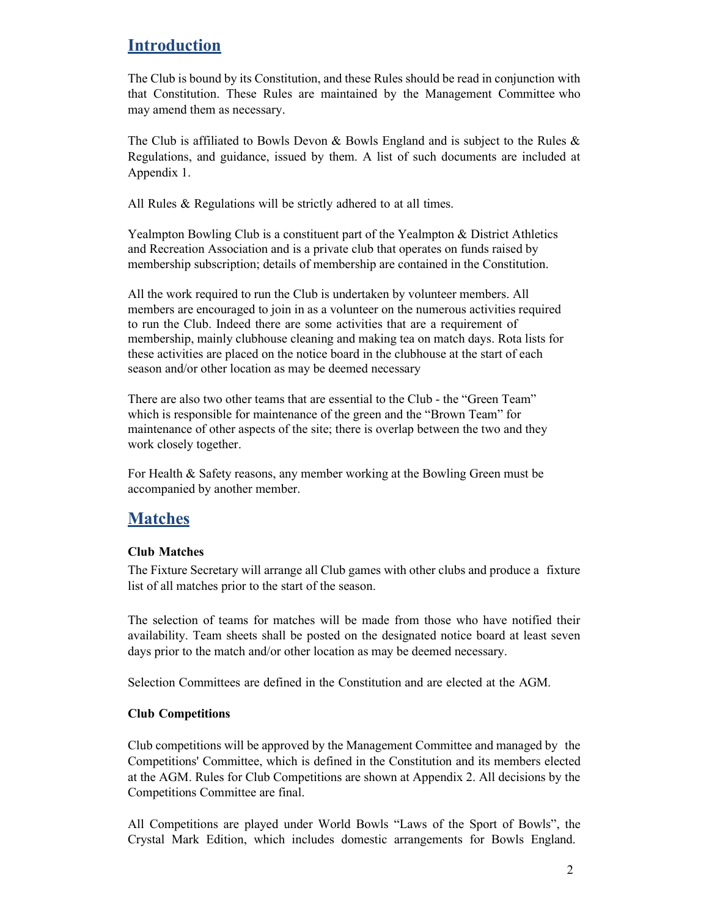## Introduction

The Club is bound by its Constitution, and these Rules should be read in conjunction with that Constitution. These Rules are maintained by the Management Committee who may amend them as necessary.

The Club is affiliated to Bowls Devon & Bowls England and is subject to the Rules & Regulations, and guidance, issued by them. A list of such documents are included at Appendix 1.

All Rules & Regulations will be strictly adhered to at all times.

Yealmpton Bowling Club is a constituent part of the Yealmpton & District Athletics and Recreation Association and is a private club that operates on funds raised by membership subscription; details of membership are contained in the Constitution.

All the work required to run the Club is undertaken by volunteer members. All members are encouraged to join in as a volunteer on the numerous activities required to run the Club. Indeed there are some activities that are a requirement of membership, mainly clubhouse cleaning and making tea on match days. Rota lists for these activities are placed on the notice board in the clubhouse at the start of each season and/or other location as may be deemed necessary

There are also two other teams that are essential to the Club - the "Green Team" which is responsible for maintenance of the green and the "Brown Team" for maintenance of other aspects of the site; there is overlap between the two and they work closely together.

For Health & Safety reasons, any member working at the Bowling Green must be accompanied by another member.

## Matches

### Club Matches

The Fixture Secretary will arrange all Club games with other clubs and produce a fixture list of all matches prior to the start of the season.

The selection of teams for matches will be made from those who have notified their availability. Team sheets shall be posted on the designated notice board at least seven days prior to the match and/or other location as may be deemed necessary.

Selection Committees are defined in the Constitution and are elected at the AGM.

### Club Competitions

Club competitions will be approved by the Management Committee and managed by the Competitions' Committee, which is defined in the Constitution and its members elected at the AGM. Rules for Club Competitions are shown at Appendix 2. All decisions by the Competitions Committee are final.

All Competitions are played under World Bowls "Laws of the Sport of Bowls", the Crystal Mark Edition, which includes domestic arrangements for Bowls England.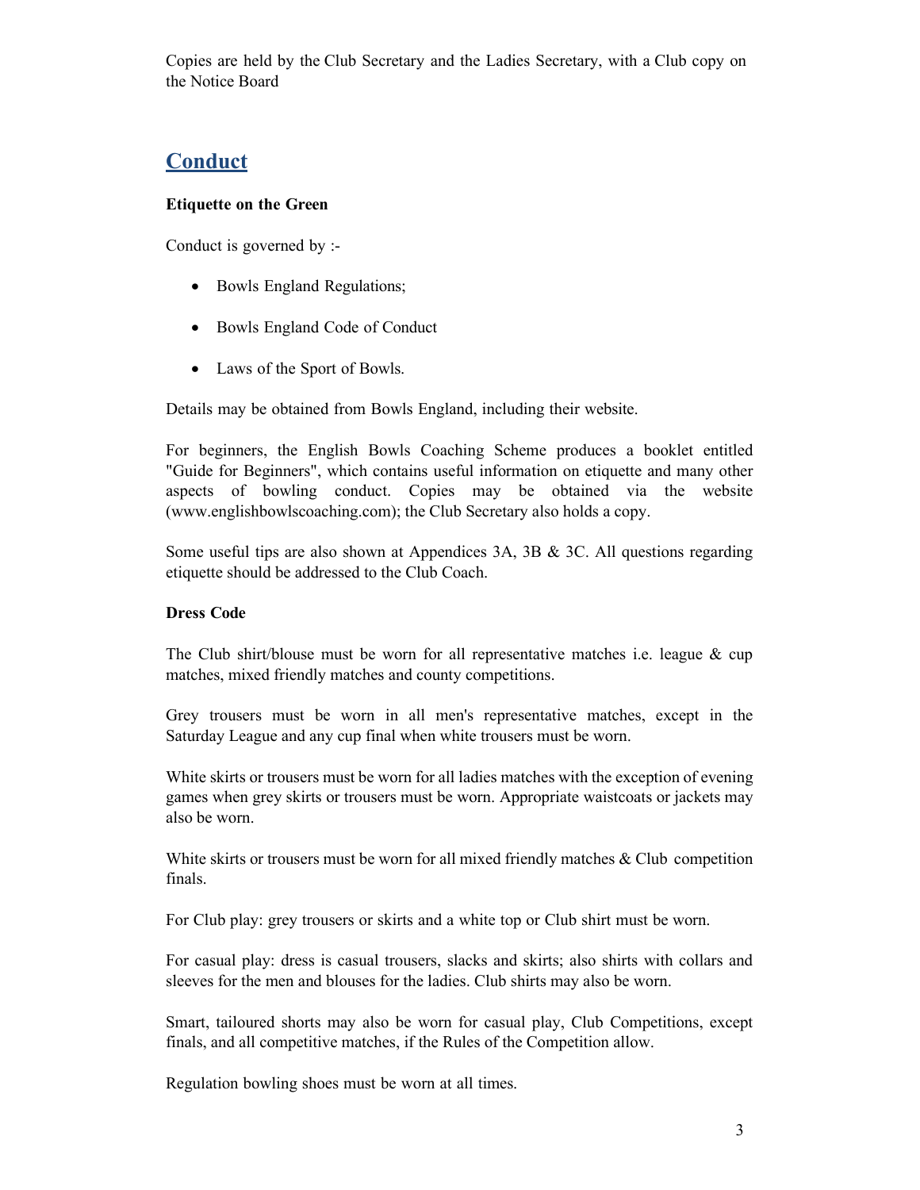Copies are held by the Club Secretary and the Ladies Secretary, with a Club copy on the Notice Board

## Conduct

**Etiquette on the Green**

Conduct is governed by :-

- Bowls England Regulations;
- Bowls England Code of Conduct
- Laws of the Sport of Bowls.

Details may be obtained from Bowls England, including their website.

For beginners, the English Bowls Coaching Scheme produces a booklet entitled "Guide for Beginners", which contains useful information on etiquette and many other aspects of bowling conduct. Copies may be obtained via the website (www.englishbowlscoaching.com); the Club Secretary also holds a copy.

Some useful tips are also shown at Appendices 3A, 3B & 3C. All questions regarding etiquette should be addressed to the Club Coach.

**Dress Code**

The Club shirt/blouse must be worn for all representative matches i.e. league & cup matches, mixed friendly matches and county competitions.

Grey trousers must be worn in all men's representative matches, except in the Saturday League and any cup final when white trousers must be worn.

White skirts or trousers must be worn for all ladies matches with the exception of evening games when grey skirts or trousers must be worn. Appropriate waistcoats or jackets may also be worn.

White skirts or trousers must be worn for all mixed friendly matches & Club competition finals.

For Club play: grey trousers or skirts and a white top or Club shirt must be worn.

For casual play: dress is casual trousers, slacks and skirts; also shirts with collars and sleeves for the men and blouses for the ladies. Club shirts may also be worn.

Smart, tailoured shorts may also be worn for casual play, Club Competitions, except finals, and all competitive matches, if the Rules of the Competition allow.

Regulation bowling shoes must be worn at all times.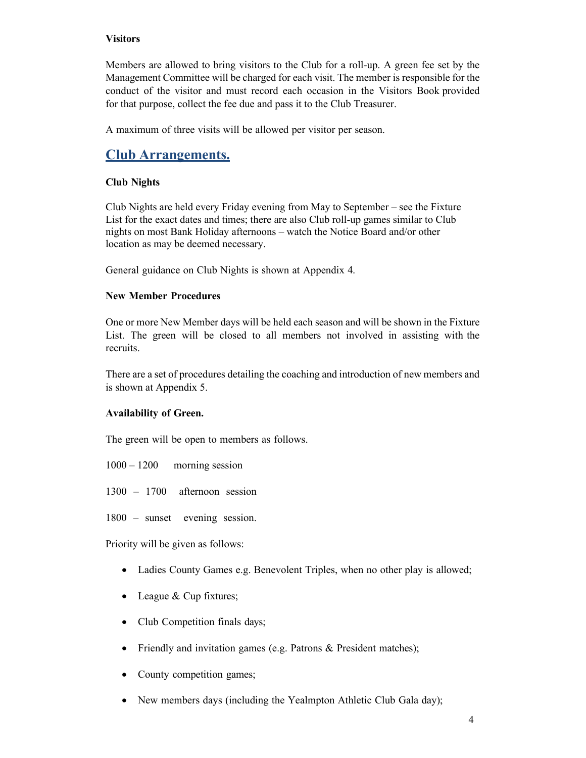**Visitors**

Members are allowed to bring visitors to the Club for a roll-up. A green fee set by the Management Committee will be charged for each visit. The member is responsible for the conduct of the visitor and must record each occasion in the Visitors Book provided for that purpose, collect the fee due and pass it to the Club Treasurer.

A maximum of three visits will be allowed per visitor per season.

## Club Arrangements.

**Club Nights**

Club Nights are held every Friday evening from May to September – see the Fixture List for the exact dates and times; there are also Club roll-up games similar to Club nights on most Bank Holiday afternoons – watch the Notice Board and/or other location as may be deemed necessary.

General guidance on Club Nights is shown at Appendix 4.

**New Member Procedures**

One or more New Member days will be held each season and will be shown in the Fixture List. The green will be closed to all members not involved in assisting with the recruits.

There are a set of procedures detailing the coaching and introduction of new members and is shown at Appendix 5.

**Availability of Green.**

The green will be open to members as follows.

1000 – 1200 morning session

1300 – 1700 afternoon session

1800 – sunset evening session.

Priority will be given as follows:

- Ladies County Games e.g. Benevolent Triples, when no other play is allowed;
- League & Cup fixtures;
- Club Competition finals days;
- Friendly and invitation games (e.g. Patrons & President matches);
- County competition games;
- New members days (including the Yealmpton Athletic Club Gala day);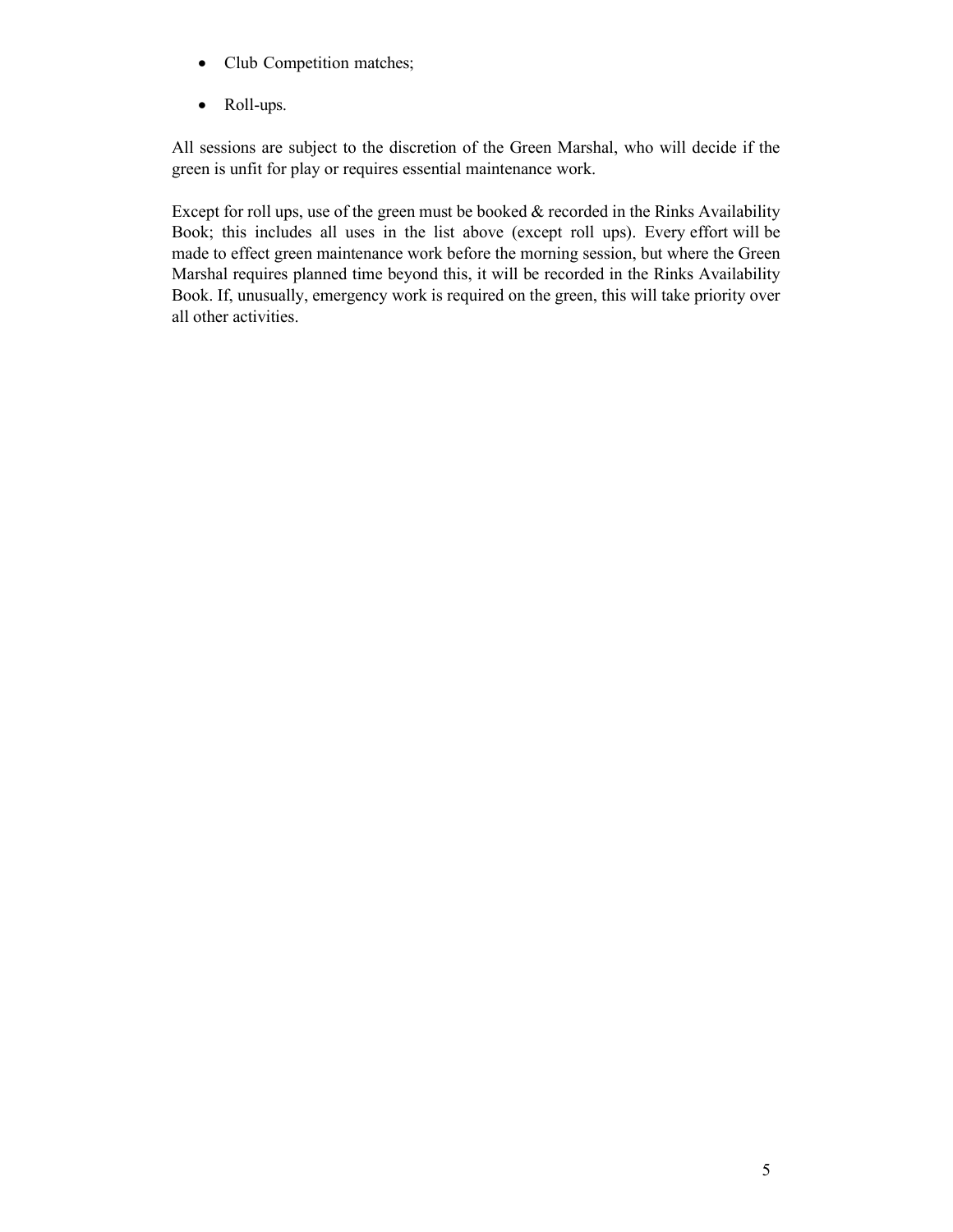- Club Competition matches;
- Roll-ups.

All sessions are subject to the discretion of the Green Marshal, who will decide if the green is unfit for play or requires essential maintenance work.

Except for roll ups, use of the green must be booked & recorded in the Rinks Availability Book; this includes all uses in the list above (except roll ups). Every effort will be made to effect green maintenance work before the morning session, but where the Green Marshal requires planned time beyond this, it will be recorded in the Rinks Availability Book. If, unusually, emergency work is required on the green, this will take priority over all other activities.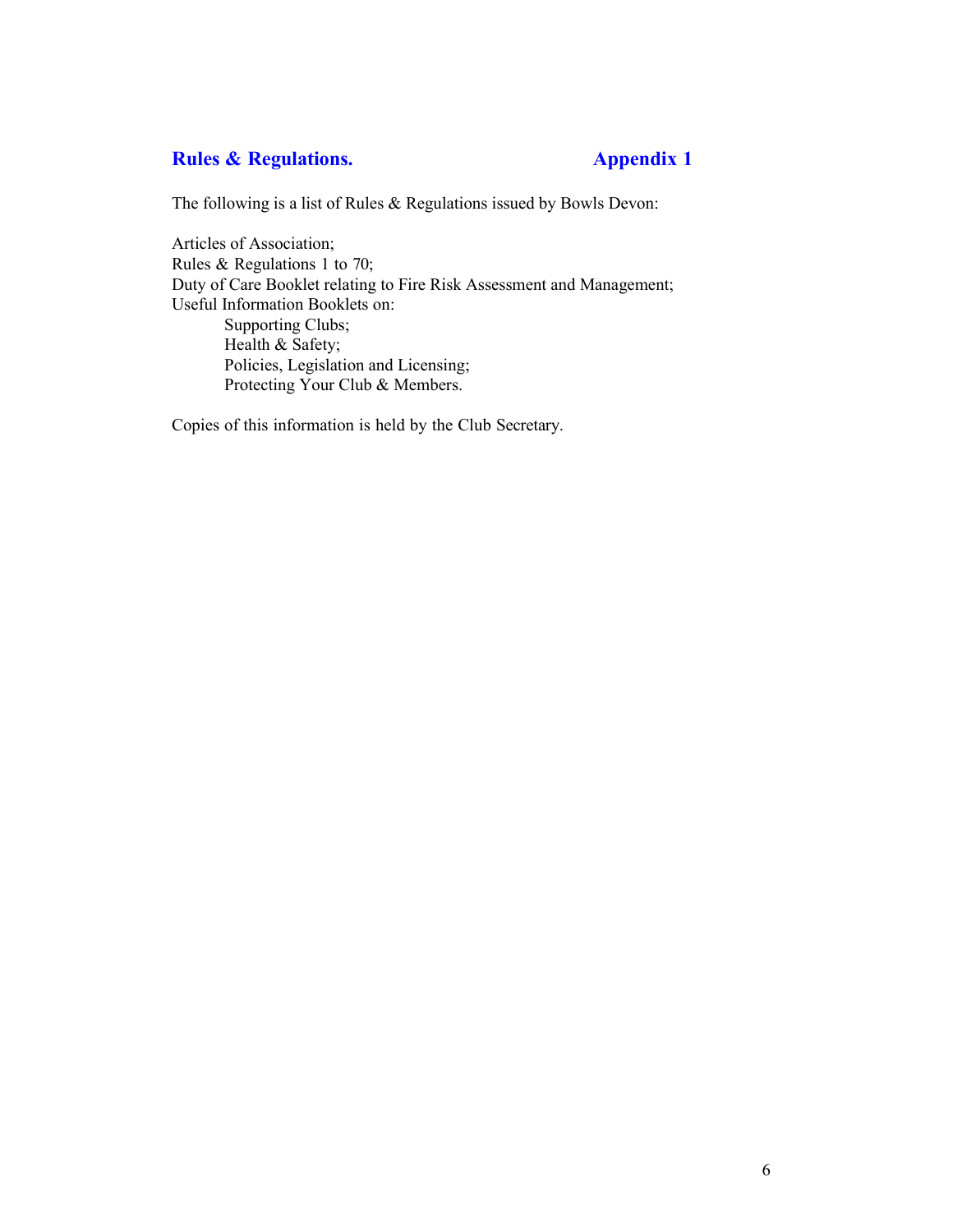## Rules & Regulations. Appendix 1

The following is a list of Rules & Regulations issued by Bowls Devon:

Articles of Association;
Rules & Regulations 1 to 70;
Duty of Care Booklet relating to Fire Risk Assessment and Management;
Useful Information Booklets on:

- Supporting Clubs;
- Health & Safety;
- Policies, Legislation and Licensing;
- Protecting Your Club & Members.

Copies of this information is held by the Club Secretary.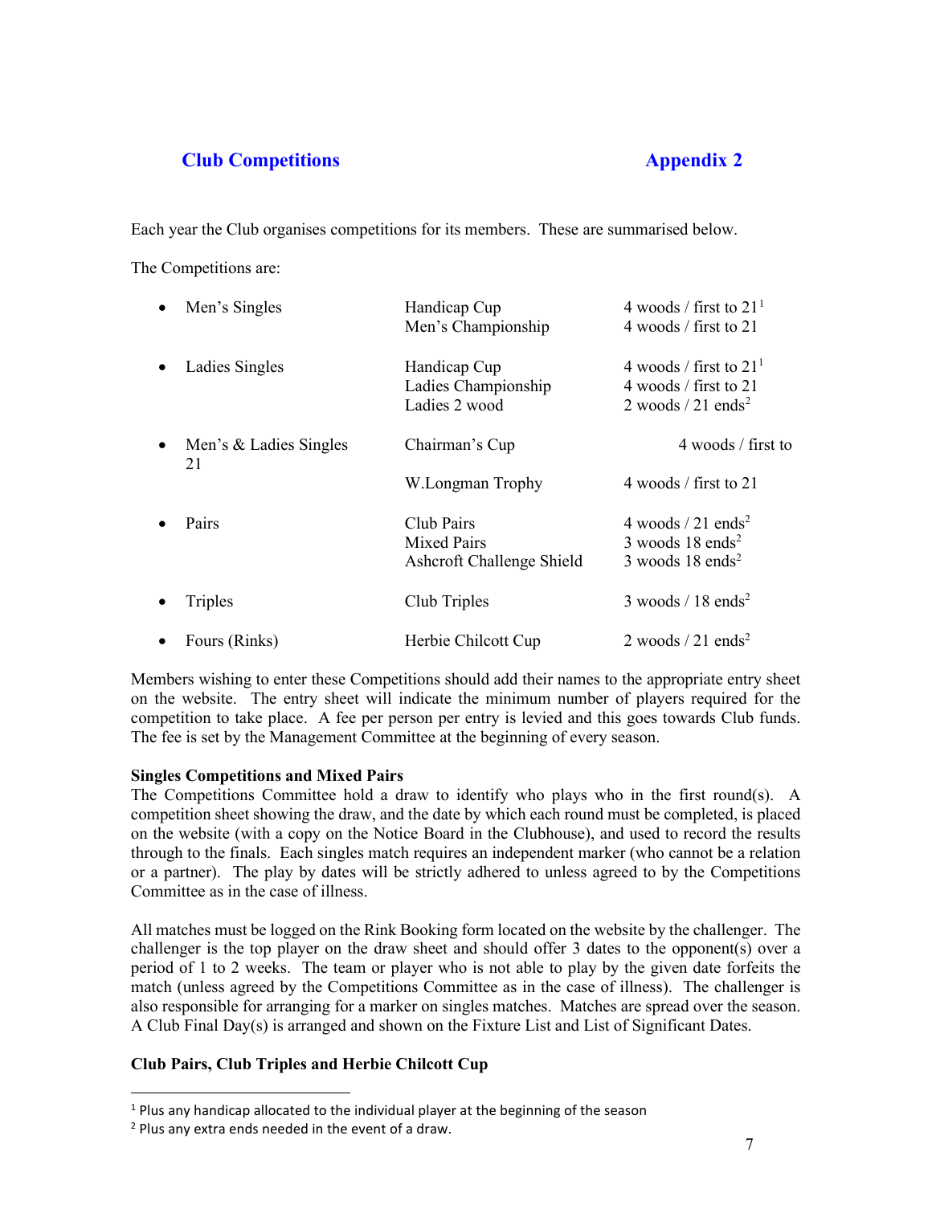## Club Competitions — Appendix 2

Each year the Club organises competitions for its members. These are summarised below.

The Competitions are:

| | | |
|---|---|---|
| • Men's Singles | Handicap Cup | 4 woods / first to 21[1] |
| | Men's Championship | 4 woods / first to 21 |
| • Ladies Singles | Handicap Cup | 4 woods / first to 21[1] |
| | Ladies Championship | 4 woods / first to 21 |
| | Ladies 2 wood | 2 woods / 21 ends[2] |
| • Men's & Ladies Singles | Chairman's Cup | 4 woods / first to 21 |
| | W.Longman Trophy | 4 woods / first to 21 |
| • Pairs | Club Pairs | 4 woods / 21 ends[2] |
| | Mixed Pairs | 3 woods 18 ends[2] |
| | Ashcroft Challenge Shield | 3 woods 18 ends[2] |
| • Triples | Club Triples | 3 woods / 18 ends[2] |
| • Fours (Rinks) | Herbie Chilcott Cup | 2 woods / 21 ends[2] |

Members wishing to enter these Competitions should add their names to the appropriate entry sheet on the website. The entry sheet will indicate the minimum number of players required for the competition to take place. A fee per person per entry is levied and this goes towards Club funds. The fee is set by the Management Committee at the beginning of every season.

**Singles Competitions and Mixed Pairs**

The Competitions Committee hold a draw to identify who plays who in the first round(s). A competition sheet showing the draw, and the date by which each round must be completed, is placed on the website (with a copy on the Notice Board in the Clubhouse), and used to record the results through to the finals. Each singles match requires an independent marker (who cannot be a relation or a partner). The play by dates will be strictly adhered to unless agreed to by the Competitions Committee as in the case of illness.

All matches must be logged on the Rink Booking form located on the website by the challenger. The challenger is the top player on the draw sheet and should offer 3 dates to the opponent(s) over a period of 1 to 2 weeks. The team or player who is not able to play by the given date forfeits the match (unless agreed by the Competitions Committee as in the case of illness). The challenger is also responsible for arranging for a marker on singles matches. Matches are spread over the season. A Club Final Day(s) is arranged and shown on the Fixture List and List of Significant Dates.

**Club Pairs, Club Triples and Herbie Chilcott Cup**

---

[1] Plus any handicap allocated to the individual player at the beginning of the season

[2] Plus any extra ends needed in the event of a draw.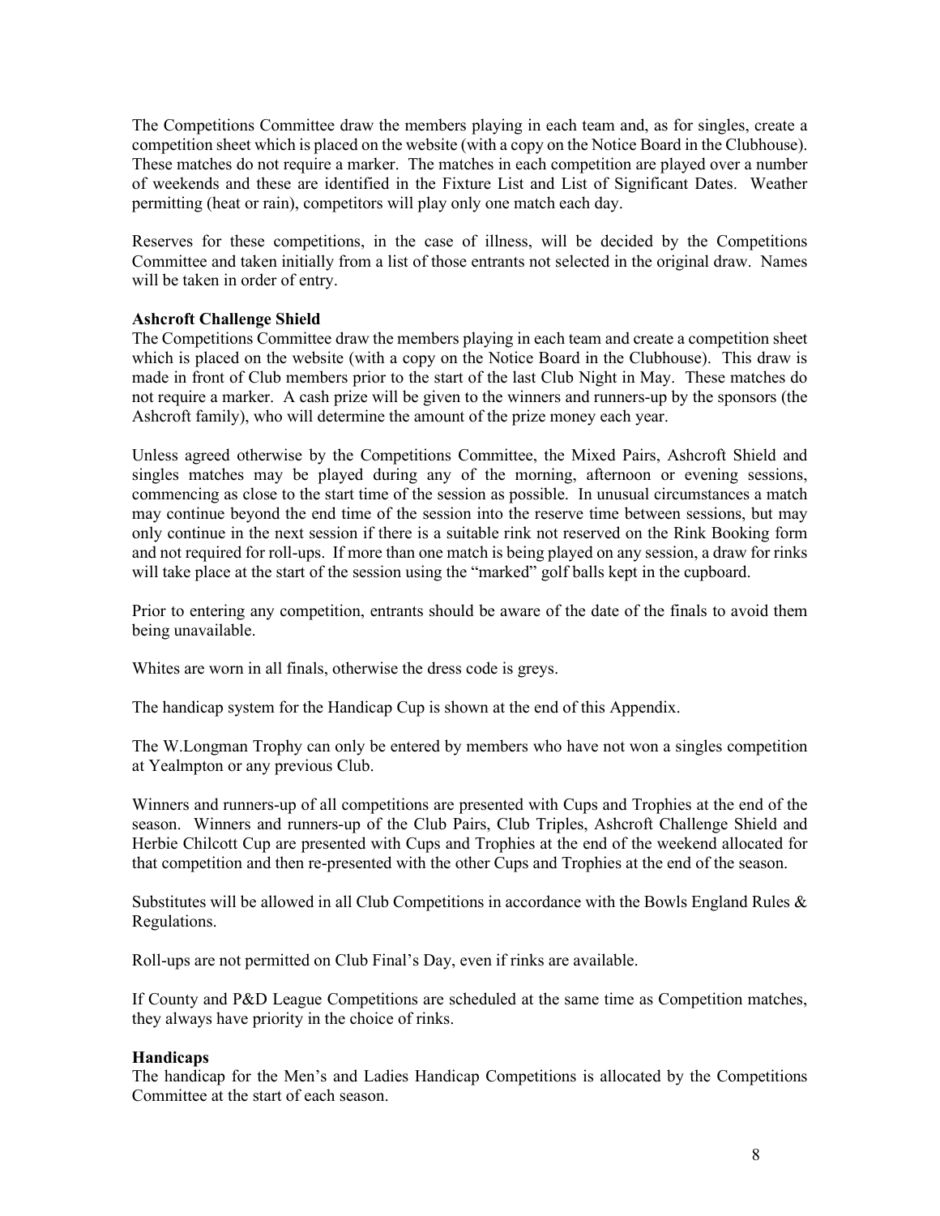The Competitions Committee draw the members playing in each team and, as for singles, create a competition sheet which is placed on the website (with a copy on the Notice Board in the Clubhouse). These matches do not require a marker. The matches in each competition are played over a number of weekends and these are identified in the Fixture List and List of Significant Dates. Weather permitting (heat or rain), competitors will play only one match each day.

Reserves for these competitions, in the case of illness, will be decided by the Competitions Committee and taken initially from a list of those entrants not selected in the original draw. Names will be taken in order of entry.

**Ashcroft Challenge Shield**
The Competitions Committee draw the members playing in each team and create a competition sheet which is placed on the website (with a copy on the Notice Board in the Clubhouse). This draw is made in front of Club members prior to the start of the last Club Night in May. These matches do not require a marker. A cash prize will be given to the winners and runners-up by the sponsors (the Ashcroft family), who will determine the amount of the prize money each year.

Unless agreed otherwise by the Competitions Committee, the Mixed Pairs, Ashcroft Shield and singles matches may be played during any of the morning, afternoon or evening sessions, commencing as close to the start time of the session as possible. In unusual circumstances a match may continue beyond the end time of the session into the reserve time between sessions, but may only continue in the next session if there is a suitable rink not reserved on the Rink Booking form and not required for roll-ups. If more than one match is being played on any session, a draw for rinks will take place at the start of the session using the "marked" golf balls kept in the cupboard.

Prior to entering any competition, entrants should be aware of the date of the finals to avoid them being unavailable.

Whites are worn in all finals, otherwise the dress code is greys.

The handicap system for the Handicap Cup is shown at the end of this Appendix.

The W.Longman Trophy can only be entered by members who have not won a singles competition at Yealmpton or any previous Club.

Winners and runners-up of all competitions are presented with Cups and Trophies at the end of the season. Winners and runners-up of the Club Pairs, Club Triples, Ashcroft Challenge Shield and Herbie Chilcott Cup are presented with Cups and Trophies at the end of the weekend allocated for that competition and then re-presented with the other Cups and Trophies at the end of the season.

Substitutes will be allowed in all Club Competitions in accordance with the Bowls England Rules & Regulations.

Roll-ups are not permitted on Club Final's Day, even if rinks are available.

If County and P&D League Competitions are scheduled at the same time as Competition matches, they always have priority in the choice of rinks.

**Handicaps**
The handicap for the Men's and Ladies Handicap Competitions is allocated by the Competitions Committee at the start of each season.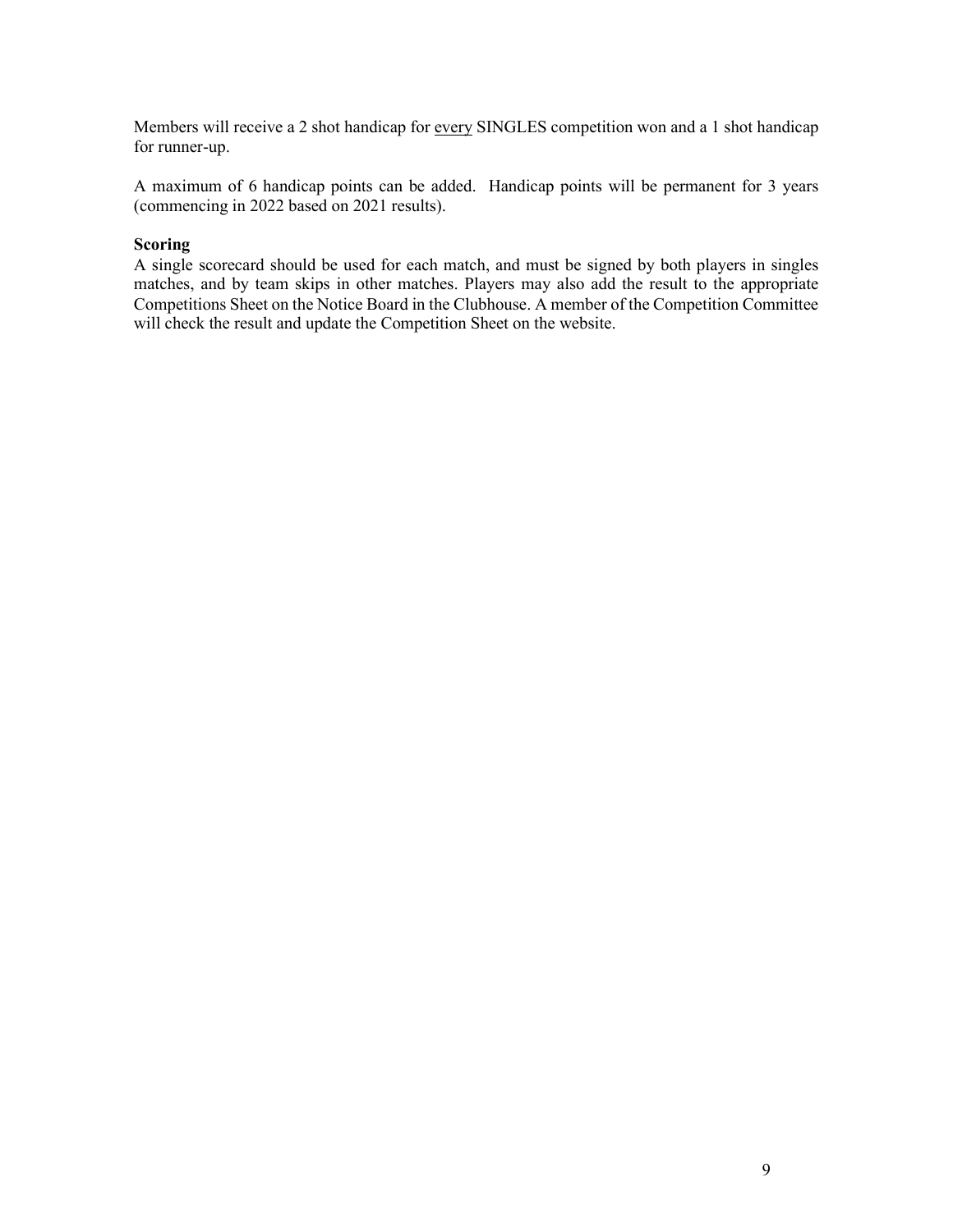Members will receive a 2 shot handicap for <u>every</u> SINGLES competition won and a 1 shot handicap for runner-up.

A maximum of 6 handicap points can be added. Handicap points will be permanent for 3 years (commencing in 2022 based on 2021 results).

**Scoring**

A single scorecard should be used for each match, and must be signed by both players in singles matches, and by team skips in other matches. Players may also add the result to the appropriate Competitions Sheet on the Notice Board in the Clubhouse. A member of the Competition Committee will check the result and update the Competition Sheet on the website.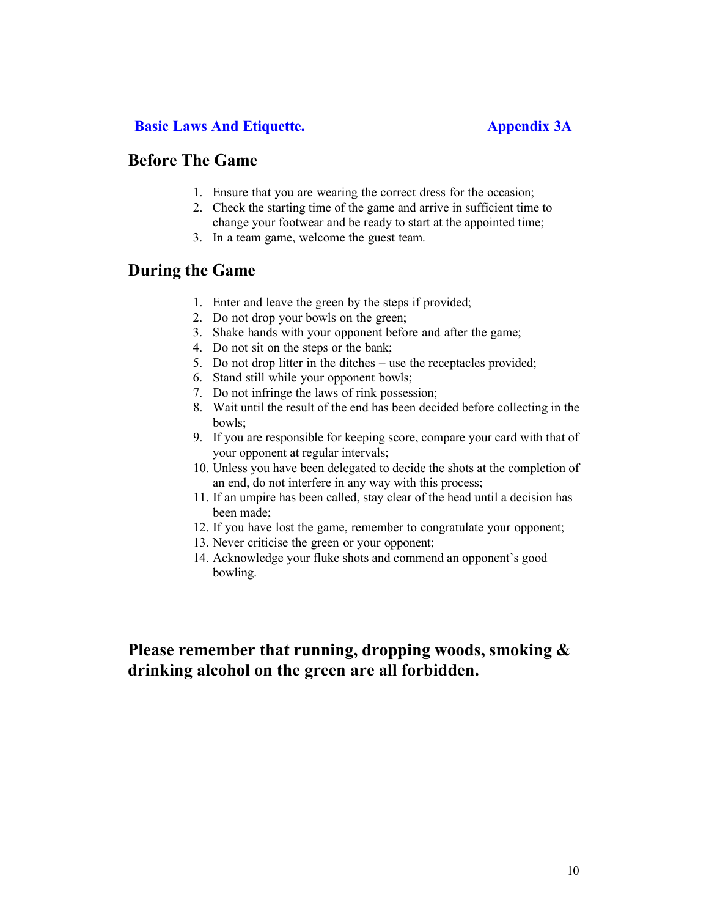**Basic Laws And Etiquette.** **Appendix 3A**

## Before The Game

1. Ensure that you are wearing the correct dress for the occasion;
2. Check the starting time of the game and arrive in sufficient time to change your footwear and be ready to start at the appointed time;
3. In a team game, welcome the guest team.

## During the Game

1. Enter and leave the green by the steps if provided;
2. Do not drop your bowls on the green;
3. Shake hands with your opponent before and after the game;
4. Do not sit on the steps or the bank;
5. Do not drop litter in the ditches – use the receptacles provided;
6. Stand still while your opponent bowls;
7. Do not infringe the laws of rink possession;
8. Wait until the result of the end has been decided before collecting in the bowls;
9. If you are responsible for keeping score, compare your card with that of your opponent at regular intervals;
10. Unless you have been delegated to decide the shots at the completion of an end, do not interfere in any way with this process;
11. If an umpire has been called, stay clear of the head until a decision has been made;
12. If you have lost the game, remember to congratulate your opponent;
13. Never criticise the green or your opponent;
14. Acknowledge your fluke shots and commend an opponent's good bowling.

**Please remember that running, dropping woods, smoking & drinking alcohol on the green are all forbidden.**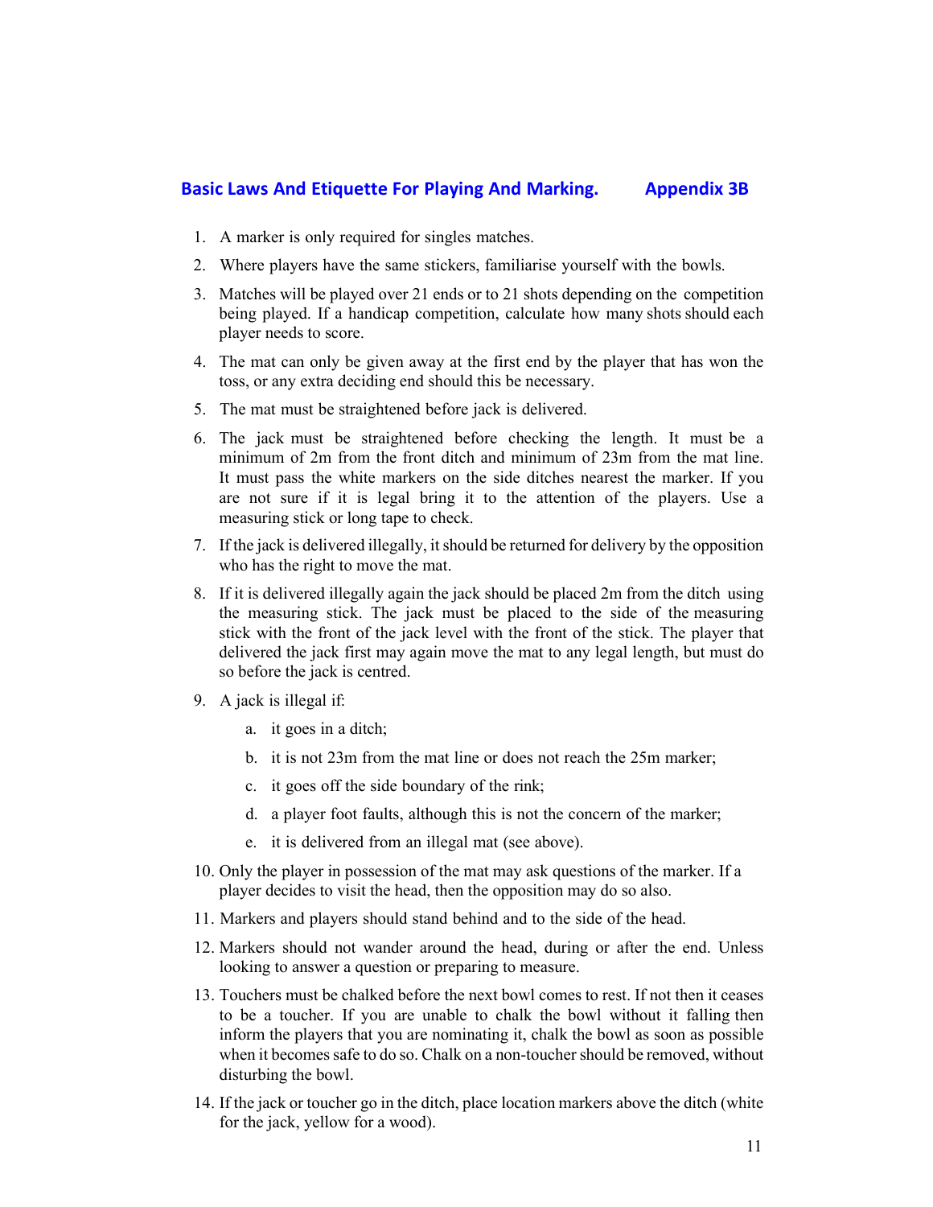## Basic Laws And Etiquette For Playing And Marking. Appendix 3B

1. A marker is only required for singles matches.
2. Where players have the same stickers, familiarise yourself with the bowls.
3. Matches will be played over 21 ends or to 21 shots depending on the competition being played. If a handicap competition, calculate how many shots should each player needs to score.
4. The mat can only be given away at the first end by the player that has won the toss, or any extra deciding end should this be necessary.
5. The mat must be straightened before jack is delivered.
6. The jack must be straightened before checking the length. It must be a minimum of 2m from the front ditch and minimum of 23m from the mat line. It must pass the white markers on the side ditches nearest the marker. If you are not sure if it is legal bring it to the attention of the players. Use a measuring stick or long tape to check.
7. If the jack is delivered illegally, it should be returned for delivery by the opposition who has the right to move the mat.
8. If it is delivered illegally again the jack should be placed 2m from the ditch using the measuring stick. The jack must be placed to the side of the measuring stick with the front of the jack level with the front of the stick. The player that delivered the jack first may again move the mat to any legal length, but must do so before the jack is centred.
9. A jack is illegal if:
    a. it goes in a ditch;
    b. it is not 23m from the mat line or does not reach the 25m marker;
    c. it goes off the side boundary of the rink;
    d. a player foot faults, although this is not the concern of the marker;
    e. it is delivered from an illegal mat (see above).
10. Only the player in possession of the mat may ask questions of the marker. If a player decides to visit the head, then the opposition may do so also.
11. Markers and players should stand behind and to the side of the head.
12. Markers should not wander around the head, during or after the end. Unless looking to answer a question or preparing to measure.
13. Touchers must be chalked before the next bowl comes to rest. If not then it ceases to be a toucher. If you are unable to chalk the bowl without it falling then inform the players that you are nominating it, chalk the bowl as soon as possible when it becomes safe to do so. Chalk on a non-toucher should be removed, without disturbing the bowl.
14. If the jack or toucher go in the ditch, place location markers above the ditch (white for the jack, yellow for a wood).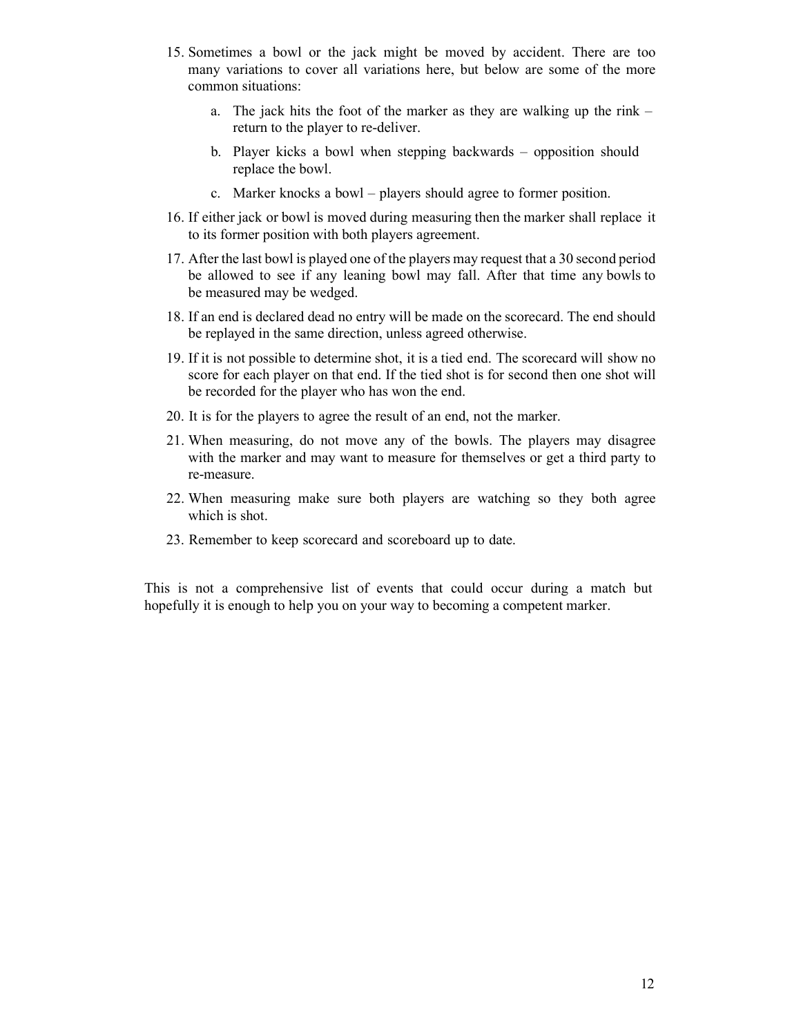15. Sometimes a bowl or the jack might be moved by accident. There are too many variations to cover all variations here, but below are some of the more common situations:

    a. The jack hits the foot of the marker as they are walking up the rink – return to the player to re-deliver.

    b. Player kicks a bowl when stepping backwards – opposition should replace the bowl.

    c. Marker knocks a bowl – players should agree to former position.

16. If either jack or bowl is moved during measuring then the marker shall replace it to its former position with both players agreement.

17. After the last bowl is played one of the players may request that a 30 second period be allowed to see if any leaning bowl may fall. After that time any bowls to be measured may be wedged.

18. If an end is declared dead no entry will be made on the scorecard. The end should be replayed in the same direction, unless agreed otherwise.

19. If it is not possible to determine shot, it is a tied end. The scorecard will show no score for each player on that end. If the tied shot is for second then one shot will be recorded for the player who has won the end.

20. It is for the players to agree the result of an end, not the marker.

21. When measuring, do not move any of the bowls. The players may disagree with the marker and may want to measure for themselves or get a third party to re-measure.

22. When measuring make sure both players are watching so they both agree which is shot.

23. Remember to keep scorecard and scoreboard up to date.

This is not a comprehensive list of events that could occur during a match but hopefully it is enough to help you on your way to becoming a competent marker.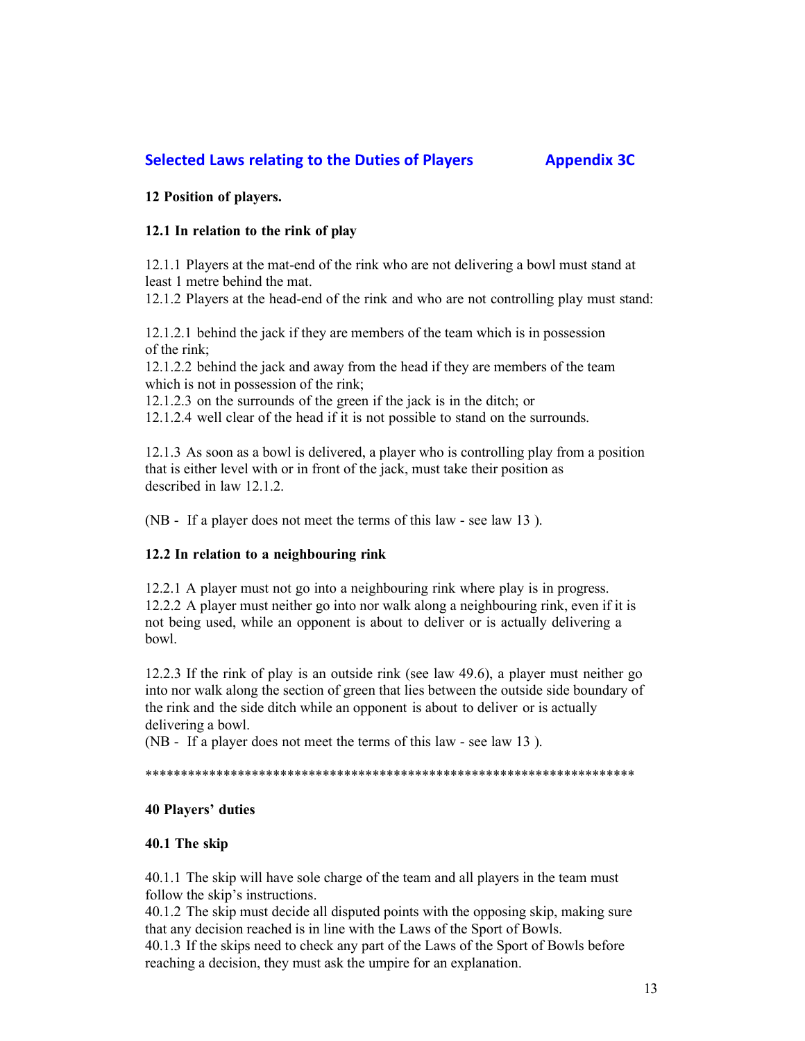## Selected Laws relating to the Duties of Players Appendix 3C

### 12 Position of players.

#### 12.1 In relation to the rink of play

12.1.1 Players at the mat-end of the rink who are not delivering a bowl must stand at least 1 metre behind the mat.
12.1.2 Players at the head-end of the rink and who are not controlling play must stand:

12.1.2.1 behind the jack if they are members of the team which is in possession of the rink;
12.1.2.2 behind the jack and away from the head if they are members of the team which is not in possession of the rink;
12.1.2.3 on the surrounds of the green if the jack is in the ditch; or
12.1.2.4 well clear of the head if it is not possible to stand on the surrounds.

12.1.3 As soon as a bowl is delivered, a player who is controlling play from a position that is either level with or in front of the jack, must take their position as described in law 12.1.2.

(NB - If a player does not meet the terms of this law - see law 13 ).

#### 12.2 In relation to a neighbouring rink

12.2.1 A player must not go into a neighbouring rink where play is in progress.
12.2.2 A player must neither go into nor walk along a neighbouring rink, even if it is not being used, while an opponent is about to deliver or is actually delivering a bowl.

12.2.3 If the rink of play is an outside rink (see law 49.6), a player must neither go into nor walk along the section of green that lies between the outside side boundary of the rink and the side ditch while an opponent is about to deliver or is actually delivering a bowl.
(NB - If a player does not meet the terms of this law - see law 13 ).

**********************************************************************

### 40 Players' duties

#### 40.1 The skip

40.1.1 The skip will have sole charge of the team and all players in the team must follow the skip's instructions.
40.1.2 The skip must decide all disputed points with the opposing skip, making sure that any decision reached is in line with the Laws of the Sport of Bowls.
40.1.3 If the skips need to check any part of the Laws of the Sport of Bowls before reaching a decision, they must ask the umpire for an explanation.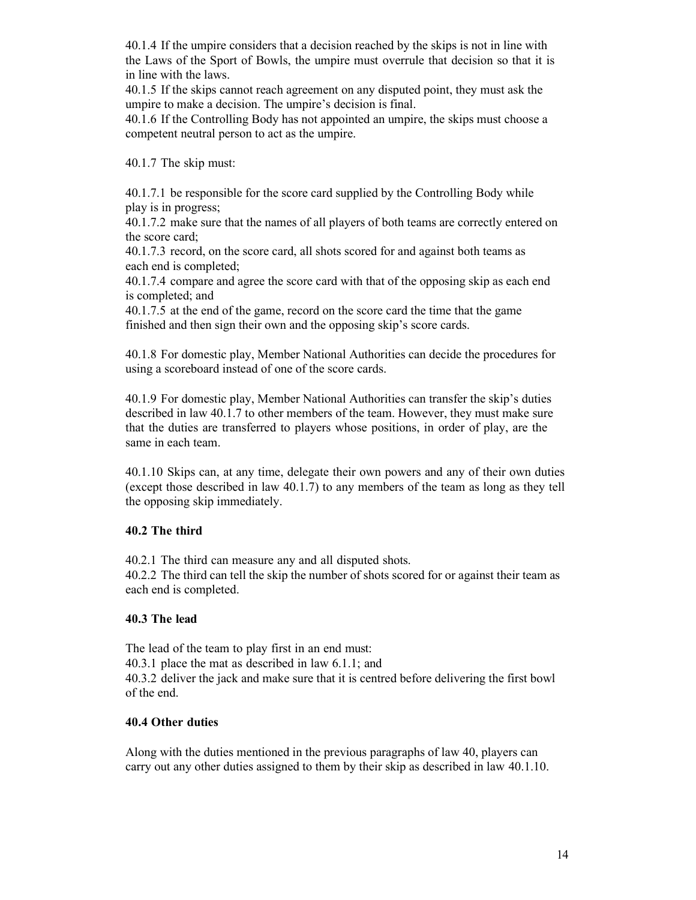40.1.4 If the umpire considers that a decision reached by the skips is not in line with the Laws of the Sport of Bowls, the umpire must overrule that decision so that it is in line with the laws.

40.1.5 If the skips cannot reach agreement on any disputed point, they must ask the umpire to make a decision. The umpire's decision is final.

40.1.6 If the Controlling Body has not appointed an umpire, the skips must choose a competent neutral person to act as the umpire.

40.1.7 The skip must:

40.1.7.1 be responsible for the score card supplied by the Controlling Body while play is in progress;

40.1.7.2 make sure that the names of all players of both teams are correctly entered on the score card;

40.1.7.3 record, on the score card, all shots scored for and against both teams as each end is completed;

40.1.7.4 compare and agree the score card with that of the opposing skip as each end is completed; and

40.1.7.5 at the end of the game, record on the score card the time that the game finished and then sign their own and the opposing skip's score cards.

40.1.8 For domestic play, Member National Authorities can decide the procedures for using a scoreboard instead of one of the score cards.

40.1.9 For domestic play, Member National Authorities can transfer the skip's duties described in law 40.1.7 to other members of the team. However, they must make sure that the duties are transferred to players whose positions, in order of play, are the same in each team.

40.1.10 Skips can, at any time, delegate their own powers and any of their own duties (except those described in law 40.1.7) to any members of the team as long as they tell the opposing skip immediately.

### 40.2 The third

40.2.1 The third can measure any and all disputed shots.

40.2.2 The third can tell the skip the number of shots scored for or against their team as each end is completed.

### 40.3 The lead

The lead of the team to play first in an end must:

40.3.1 place the mat as described in law 6.1.1; and

40.3.2 deliver the jack and make sure that it is centred before delivering the first bowl of the end.

### 40.4 Other duties

Along with the duties mentioned in the previous paragraphs of law 40, players can carry out any other duties assigned to them by their skip as described in law 40.1.10.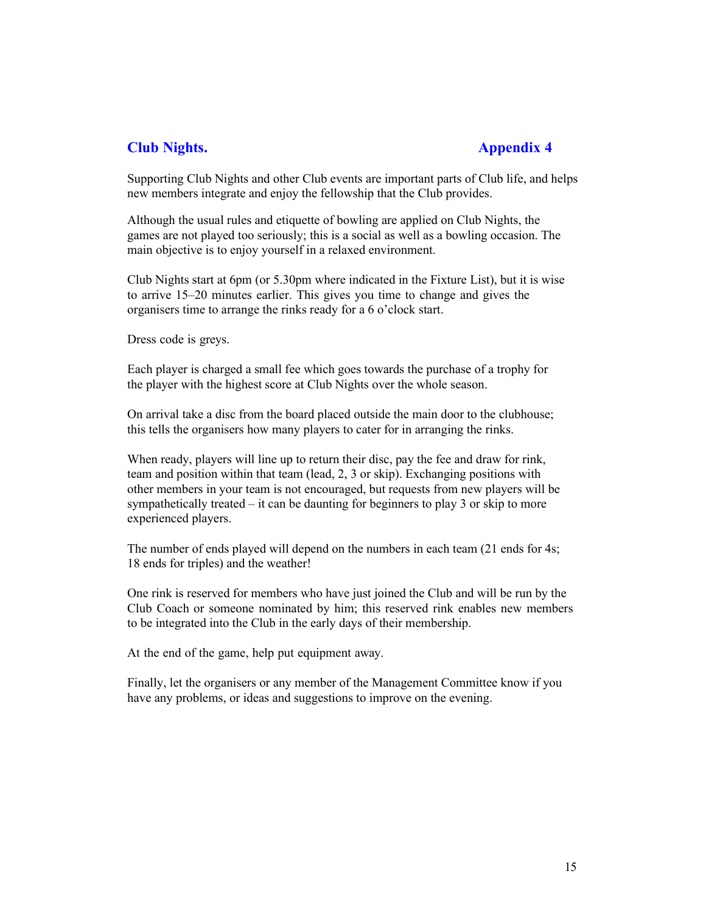## Club Nights. Appendix 4

Supporting Club Nights and other Club events are important parts of Club life, and helps new members integrate and enjoy the fellowship that the Club provides.

Although the usual rules and etiquette of bowling are applied on Club Nights, the games are not played too seriously; this is a social as well as a bowling occasion. The main objective is to enjoy yourself in a relaxed environment.

Club Nights start at 6pm (or 5.30pm where indicated in the Fixture List), but it is wise to arrive 15–20 minutes earlier. This gives you time to change and gives the organisers time to arrange the rinks ready for a 6 o'clock start.

Dress code is greys.

Each player is charged a small fee which goes towards the purchase of a trophy for the player with the highest score at Club Nights over the whole season.

On arrival take a disc from the board placed outside the main door to the clubhouse; this tells the organisers how many players to cater for in arranging the rinks.

When ready, players will line up to return their disc, pay the fee and draw for rink, team and position within that team (lead, 2, 3 or skip). Exchanging positions with other members in your team is not encouraged, but requests from new players will be sympathetically treated – it can be daunting for beginners to play 3 or skip to more experienced players.

The number of ends played will depend on the numbers in each team (21 ends for 4s; 18 ends for triples) and the weather!

One rink is reserved for members who have just joined the Club and will be run by the Club Coach or someone nominated by him; this reserved rink enables new members to be integrated into the Club in the early days of their membership.

At the end of the game, help put equipment away.

Finally, let the organisers or any member of the Management Committee know if you have any problems, or ideas and suggestions to improve on the evening.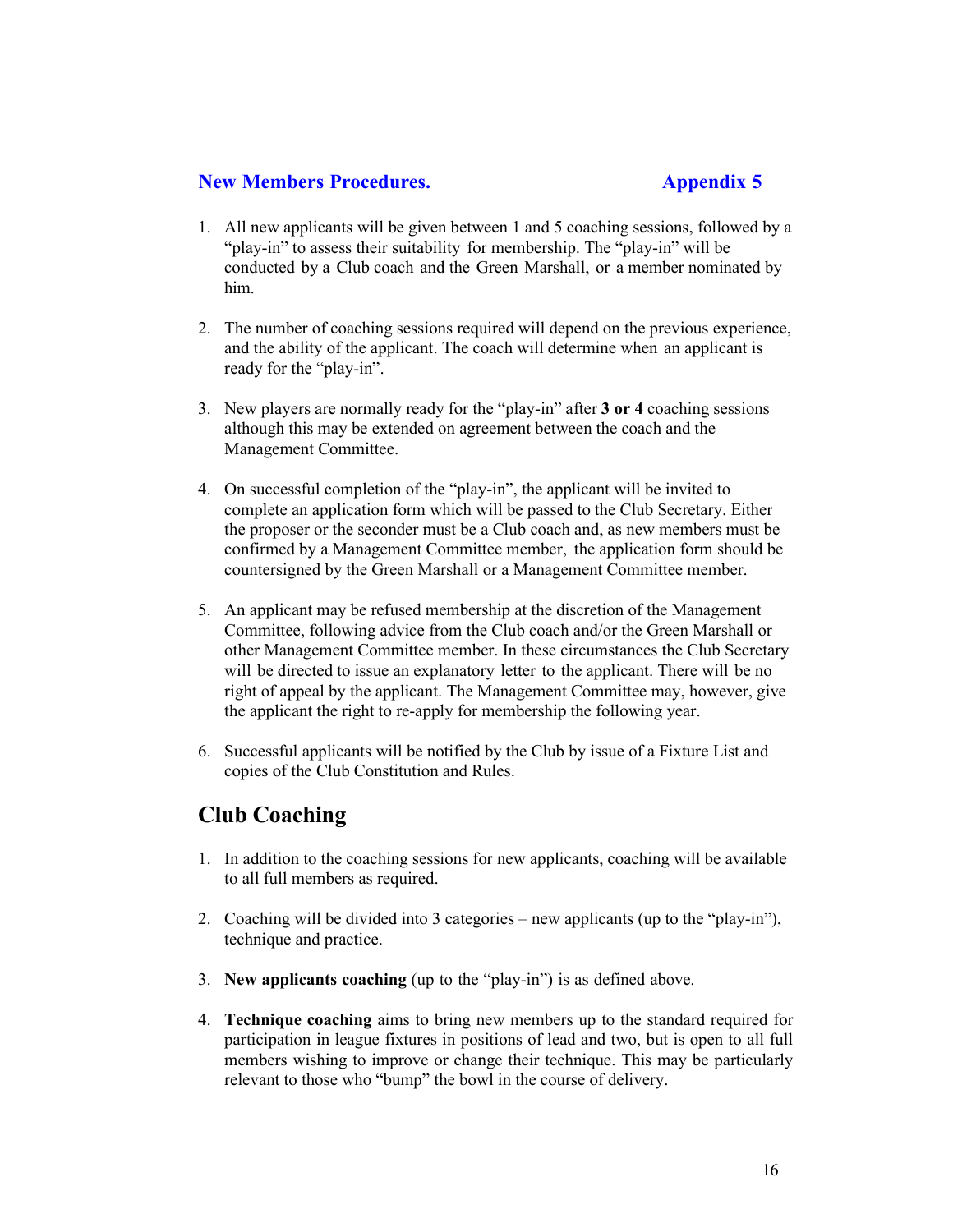## New Members Procedures. Appendix 5

1. All new applicants will be given between 1 and 5 coaching sessions, followed by a "play-in" to assess their suitability for membership. The "play-in" will be conducted by a Club coach and the Green Marshall, or a member nominated by him.

2. The number of coaching sessions required will depend on the previous experience, and the ability of the applicant. The coach will determine when an applicant is ready for the "play-in".

3. New players are normally ready for the "play-in" after **3 or 4** coaching sessions although this may be extended on agreement between the coach and the Management Committee.

4. On successful completion of the "play-in", the applicant will be invited to complete an application form which will be passed to the Club Secretary. Either the proposer or the seconder must be a Club coach and, as new members must be confirmed by a Management Committee member, the application form should be countersigned by the Green Marshall or a Management Committee member.

5. An applicant may be refused membership at the discretion of the Management Committee, following advice from the Club coach and/or the Green Marshall or other Management Committee member. In these circumstances the Club Secretary will be directed to issue an explanatory letter to the applicant. There will be no right of appeal by the applicant. The Management Committee may, however, give the applicant the right to re-apply for membership the following year.

6. Successful applicants will be notified by the Club by issue of a Fixture List and copies of the Club Constitution and Rules.

## Club Coaching

1. In addition to the coaching sessions for new applicants, coaching will be available to all full members as required.

2. Coaching will be divided into 3 categories – new applicants (up to the "play-in"), technique and practice.

3. **New applicants coaching** (up to the "play-in") is as defined above.

4. **Technique coaching** aims to bring new members up to the standard required for participation in league fixtures in positions of lead and two, but is open to all full members wishing to improve or change their technique. This may be particularly relevant to those who "bump" the bowl in the course of delivery.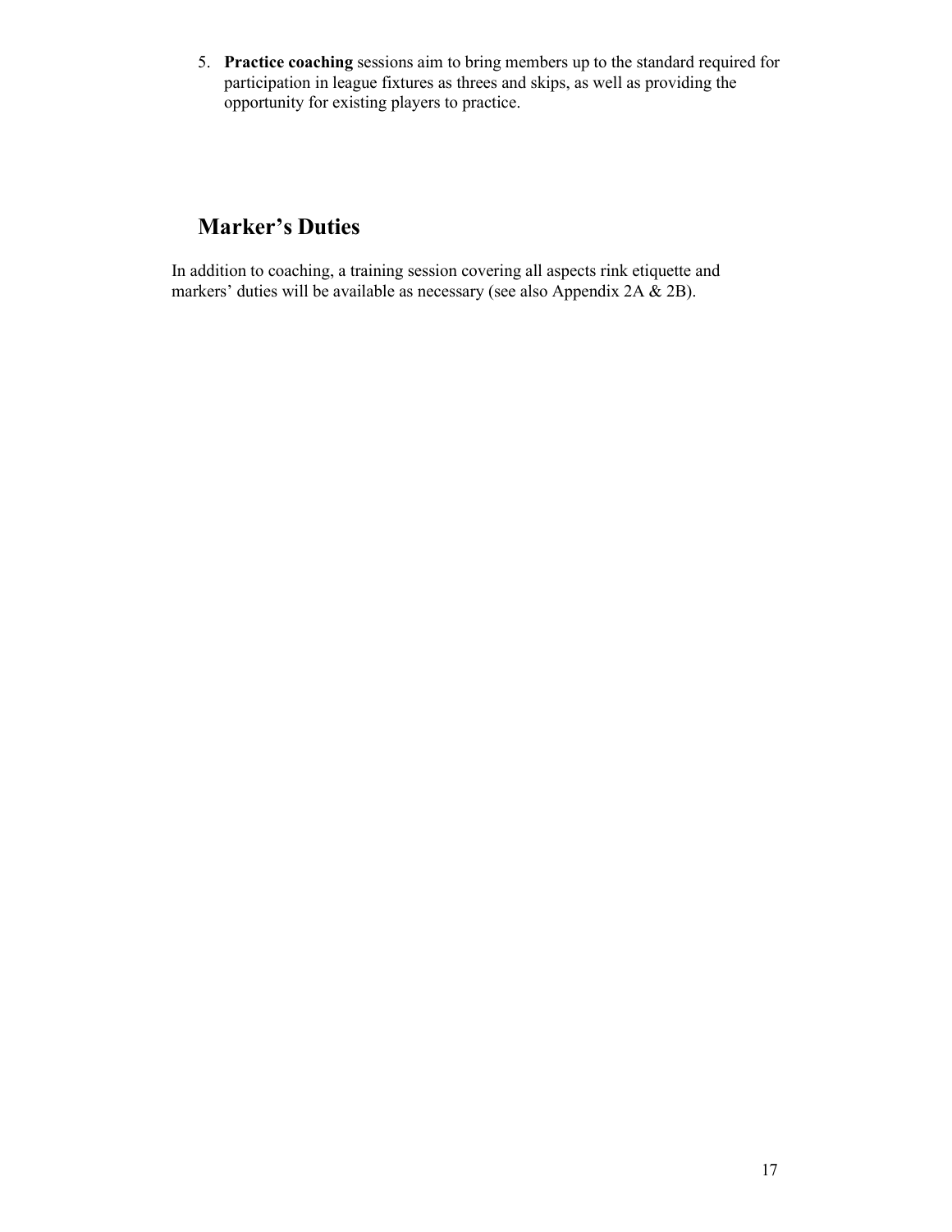5. **Practice coaching** sessions aim to bring members up to the standard required for participation in league fixtures as threes and skips, as well as providing the opportunity for existing players to practice.

## Marker's Duties

In addition to coaching, a training session covering all aspects rink etiquette and markers' duties will be available as necessary (see also Appendix 2A & 2B).